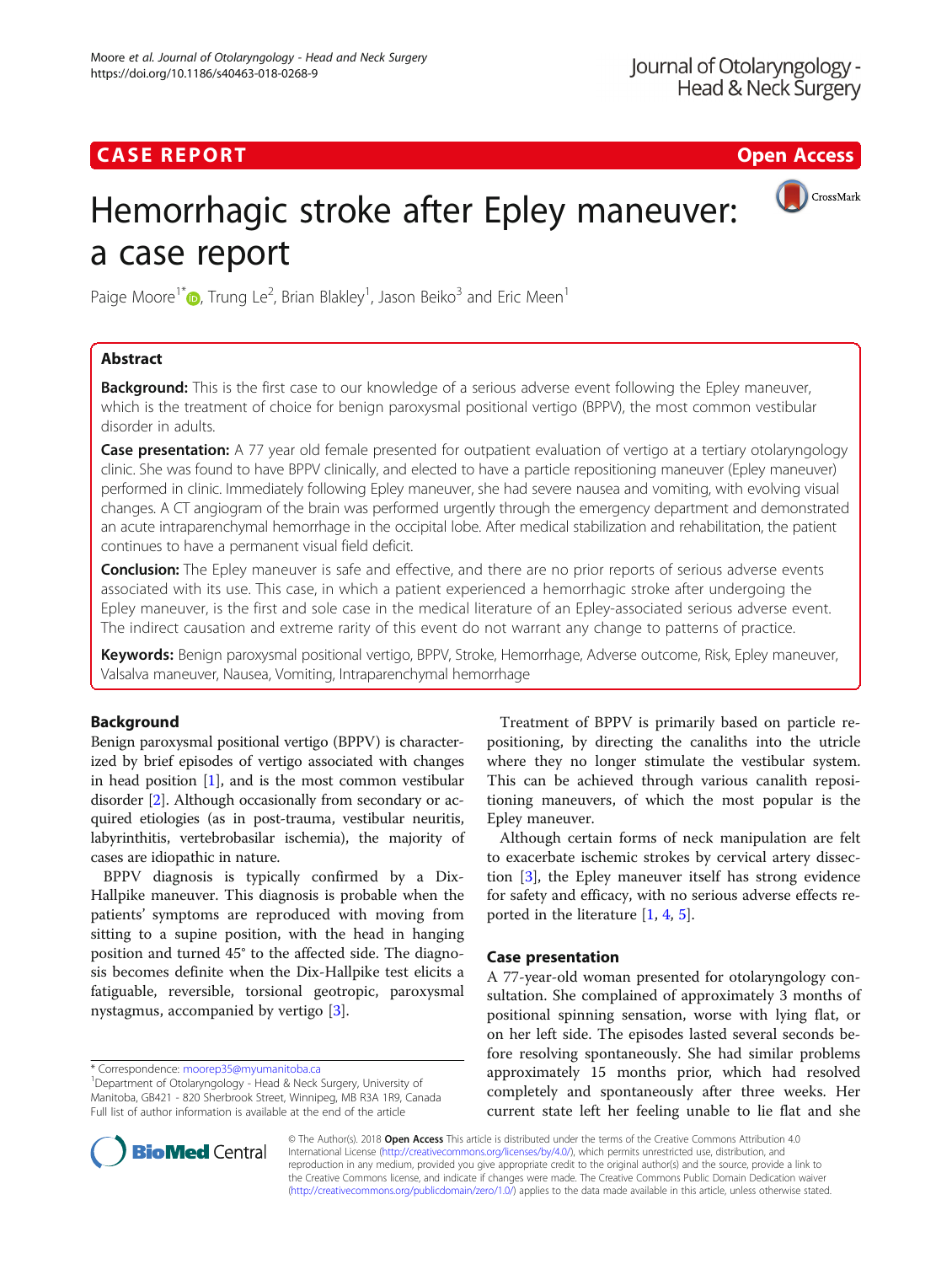CASE REPORT

Open Access

# Hemorrhagic stroke after Epley maneuver: a case report

Paige Moore[1*], Trung Le[2], Brian Blakley[1], Jason Beiko[3] and Eric Meen[1]

## Abstract

**Background:** This is the first case to our knowledge of a serious adverse event following the Epley maneuver, which is the treatment of choice for benign paroxysmal positional vertigo (BPPV), the most common vestibular disorder in adults.

**Case presentation:** A 77 year old female presented for outpatient evaluation of vertigo at a tertiary otolaryngology clinic. She was found to have BPPV clinically, and elected to have a particle repositioning maneuver (Epley maneuver) performed in clinic. Immediately following Epley maneuver, she had severe nausea and vomiting, with evolving visual changes. A CT angiogram of the brain was performed urgently through the emergency department and demonstrated an acute intraparenchymal hemorrhage in the occipital lobe. After medical stabilization and rehabilitation, the patient continues to have a permanent visual field deficit.

**Conclusion:** The Epley maneuver is safe and effective, and there are no prior reports of serious adverse events associated with its use. This case, in which a patient experienced a hemorrhagic stroke after undergoing the Epley maneuver, is the first and sole case in the medical literature of an Epley-associated serious adverse event. The indirect causation and extreme rarity of this event do not warrant any change to patterns of practice.

**Keywords:** Benign paroxysmal positional vertigo, BPPV, Stroke, Hemorrhage, Adverse outcome, Risk, Epley maneuver, Valsalva maneuver, Nausea, Vomiting, Intraparenchymal hemorrhage

## Background

Benign paroxysmal positional vertigo (BPPV) is characterized by brief episodes of vertigo associated with changes in head position [1], and is the most common vestibular disorder [2]. Although occasionally from secondary or acquired etiologies (as in post-trauma, vestibular neuritis, labyrinthitis, vertebrobasilar ischemia), the majority of cases are idiopathic in nature.

BPPV diagnosis is typically confirmed by a Dix-Hallpike maneuver. This diagnosis is probable when the patients' symptoms are reproduced with moving from sitting to a supine position, with the head in hanging position and turned 45° to the affected side. The diagnosis becomes definite when the Dix-Hallpike test elicits a fatiguable, reversible, torsional geotropic, paroxysmal nystagmus, accompanied by vertigo [3].

Treatment of BPPV is primarily based on particle repositioning, by directing the canaliths into the utricle where they no longer stimulate the vestibular system. This can be achieved through various canalith repositioning maneuvers, of which the most popular is the Epley maneuver.

Although certain forms of neck manipulation are felt to exacerbate ischemic strokes by cervical artery dissection [3], the Epley maneuver itself has strong evidence for safety and efficacy, with no serious adverse effects reported in the literature [1, 4, 5].

## Case presentation

A 77-year-old woman presented for otolaryngology consultation. She complained of approximately 3 months of positional spinning sensation, worse with lying flat, or on her left side. The episodes lasted several seconds before resolving spontaneously. She had similar problems approximately 15 months prior, which had resolved completely and spontaneously after three weeks. Her current state left her feeling unable to lie flat and she

\* Correspondence: moorep35@myumanitoba.ca
[1]Department of Otolaryngology - Head & Neck Surgery, University of Manitoba, GB421 - 820 Sherbrook Street, Winnipeg, MB R3A 1R9, Canada
Full list of author information is available at the end of the article

© The Author(s). 2018 **Open Access** This article is distributed under the terms of the Creative Commons Attribution 4.0 International License (http://creativecommons.org/licenses/by/4.0/), which permits unrestricted use, distribution, and reproduction in any medium, provided you give appropriate credit to the original author(s) and the source, provide a link to the Creative Commons license, and indicate if changes were made. The Creative Commons Public Domain Dedication waiver (http://creativecommons.org/publicdomain/zero/1.0/) applies to the data made available in this article, unless otherwise stated.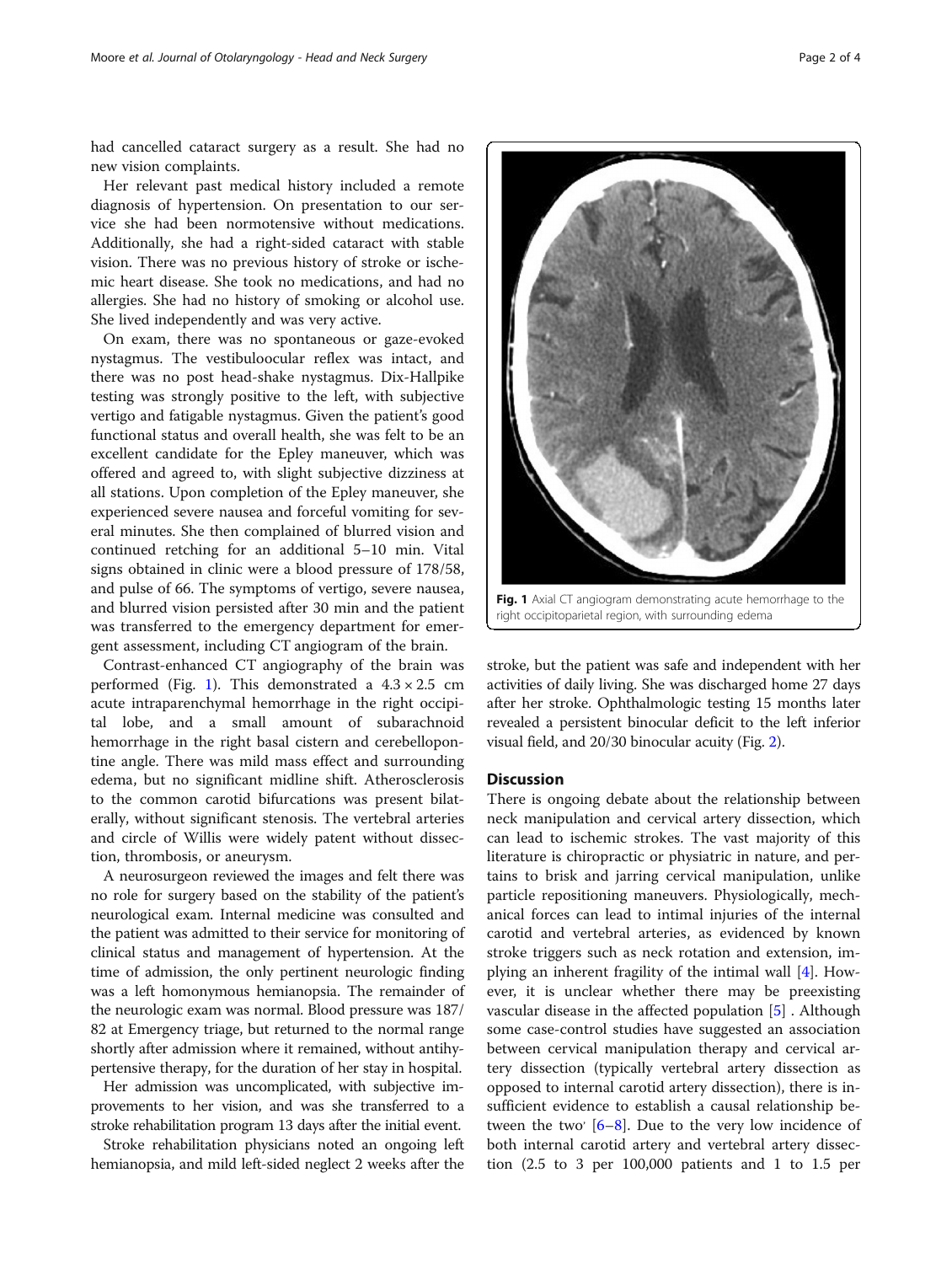had cancelled cataract surgery as a result. She had no new vision complaints.

Her relevant past medical history included a remote diagnosis of hypertension. On presentation to our service she had been normotensive without medications. Additionally, she had a right-sided cataract with stable vision. There was no previous history of stroke or ischemic heart disease. She took no medications, and had no allergies. She had no history of smoking or alcohol use. She lived independently and was very active.

On exam, there was no spontaneous or gaze-evoked nystagmus. The vestibuloocular reflex was intact, and there was no post head-shake nystagmus. Dix-Hallpike testing was strongly positive to the left, with subjective vertigo and fatigable nystagmus. Given the patient's good functional status and overall health, she was felt to be an excellent candidate for the Epley maneuver, which was offered and agreed to, with slight subjective dizziness at all stations. Upon completion of the Epley maneuver, she experienced severe nausea and forceful vomiting for several minutes. She then complained of blurred vision and continued retching for an additional 5–10 min. Vital signs obtained in clinic were a blood pressure of 178/58, and pulse of 66. The symptoms of vertigo, severe nausea, and blurred vision persisted after 30 min and the patient was transferred to the emergency department for emergent assessment, including CT angiogram of the brain.

Contrast-enhanced CT angiography of the brain was performed (Fig. 1). This demonstrated a 4.3 × 2.5 cm acute intraparenchymal hemorrhage in the right occipital lobe, and a small amount of subarachnoid hemorrhage in the right basal cistern and cerebellopontine angle. There was mild mass effect and surrounding edema, but no significant midline shift. Atherosclerosis to the common carotid bifurcations was present bilaterally, without significant stenosis. The vertebral arteries and circle of Willis were widely patent without dissection, thrombosis, or aneurysm.

A neurosurgeon reviewed the images and felt there was no role for surgery based on the stability of the patient's neurological exam. Internal medicine was consulted and the patient was admitted to their service for monitoring of clinical status and management of hypertension. At the time of admission, the only pertinent neurologic finding was a left homonymous hemianopsia. The remainder of the neurologic exam was normal. Blood pressure was 187/82 at Emergency triage, but returned to the normal range shortly after admission where it remained, without antihypertensive therapy, for the duration of her stay in hospital.

Her admission was uncomplicated, with subjective improvements to her vision, and was she transferred to a stroke rehabilitation program 13 days after the initial event.

Stroke rehabilitation physicians noted an ongoing left hemianopsia, and mild left-sided neglect 2 weeks after the stroke, but the patient was safe and independent with her activities of daily living. She was discharged home 27 days after her stroke. Ophthalmologic testing 15 months later revealed a persistent binocular deficit to the left inferior visual field, and 20/30 binocular acuity (Fig. 2).

**Fig. 1** Axial CT angiogram demonstrating acute hemorrhage to the right occipitoparietal region, with surrounding edema

## Discussion

There is ongoing debate about the relationship between neck manipulation and cervical artery dissection, which can lead to ischemic strokes. The vast majority of this literature is chiropractic or physiatric in nature, and pertains to brisk and jarring cervical manipulation, unlike particle repositioning maneuvers. Physiologically, mechanical forces can lead to intimal injuries of the internal carotid and vertebral arteries, as evidenced by known stroke triggers such as neck rotation and extension, implying an inherent fragility of the intimal wall [4]. However, it is unclear whether there may be preexisting vascular disease in the affected population [5] . Although some case-control studies have suggested an association between cervical manipulation therapy and cervical artery dissection (typically vertebral artery dissection as opposed to internal carotid artery dissection), there is insufficient evidence to establish a causal relationship between the two' [6–8]. Due to the very low incidence of both internal carotid artery and vertebral artery dissection (2.5 to 3 per 100,000 patients and 1 to 1.5 per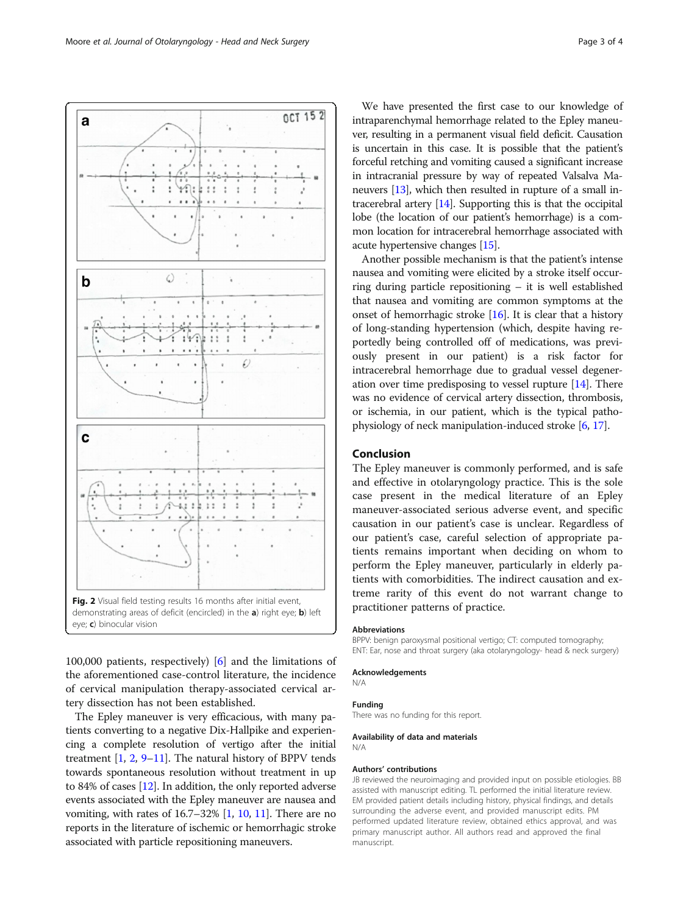Fig. 2 Visual field testing results 16 months after initial event, demonstrating areas of deficit (encircled) in the **a**) right eye; **b**) left eye; **c**) binocular vision

100,000 patients, respectively) [6] and the limitations of the aforementioned case-control literature, the incidence of cervical manipulation therapy-associated cervical artery dissection has not been established.

The Epley maneuver is very efficacious, with many patients converting to a negative Dix-Hallpike and experiencing a complete resolution of vertigo after the initial treatment [1, 2, 9–11]. The natural history of BPPV tends towards spontaneous resolution without treatment in up to 84% of cases [12]. In addition, the only reported adverse events associated with the Epley maneuver are nausea and vomiting, with rates of 16.7–32% [1, 10, 11]. There are no reports in the literature of ischemic or hemorrhagic stroke associated with particle repositioning maneuvers.

We have presented the first case to our knowledge of intraparenchymal hemorrhage related to the Epley maneuver, resulting in a permanent visual field deficit. Causation is uncertain in this case. It is possible that the patient's forceful retching and vomiting caused a significant increase in intracranial pressure by way of repeated Valsalva Maneuvers [13], which then resulted in rupture of a small intracerebral artery [14]. Supporting this is that the occipital lobe (the location of our patient's hemorrhage) is a common location for intracerebral hemorrhage associated with acute hypertensive changes [15].

Another possible mechanism is that the patient's intense nausea and vomiting were elicited by a stroke itself occurring during particle repositioning – it is well established that nausea and vomiting are common symptoms at the onset of hemorrhagic stroke [16]. It is clear that a history of long-standing hypertension (which, despite having reportedly being controlled off of medications, was previously present in our patient) is a risk factor for intracerebral hemorrhage due to gradual vessel degeneration over time predisposing to vessel rupture [14]. There was no evidence of cervical artery dissection, thrombosis, or ischemia, in our patient, which is the typical pathophysiology of neck manipulation-induced stroke [6, 17].

## Conclusion

The Epley maneuver is commonly performed, and is safe and effective in otolaryngology practice. This is the sole case present in the medical literature of an Epley maneuver-associated serious adverse event, and specific causation in our patient's case is unclear. Regardless of our patient's case, careful selection of appropriate patients remains important when deciding on whom to perform the Epley maneuver, particularly in elderly patients with comorbidities. The indirect causation and extreme rarity of this event do not warrant change to practitioner patterns of practice.

### Abbreviations

BPPV: benign paroxysmal positional vertigo; CT: computed tomography; ENT: Ear, nose and throat surgery (aka otolaryngology- head & neck surgery)

### Acknowledgements

N/A

### Funding

There was no funding for this report.

### Availability of data and materials

N/A

### Authors' contributions

JB reviewed the neuroimaging and provided input on possible etiologies. BB assisted with manuscript editing. TL performed the initial literature review. EM provided patient details including history, physical findings, and details surrounding the adverse event, and provided manuscript edits. PM performed updated literature review, obtained ethics approval, and was primary manuscript author. All authors read and approved the final manuscript.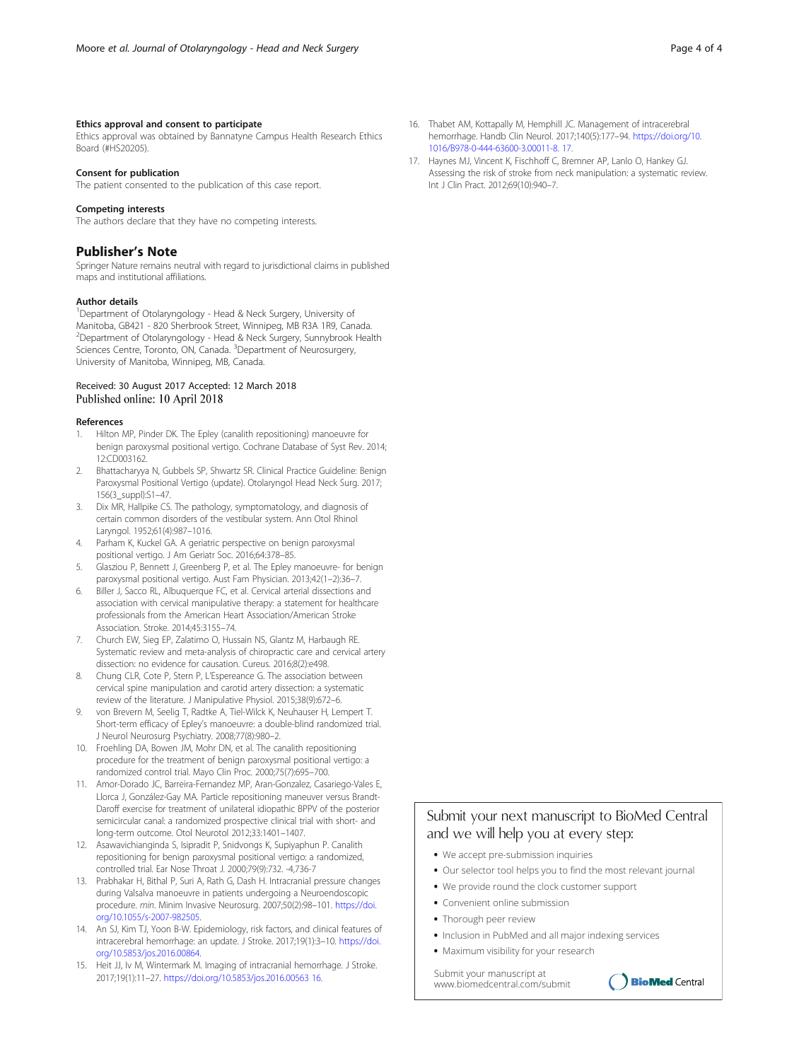#### Ethics approval and consent to participate

Ethics approval was obtained by Bannatyne Campus Health Research Ethics Board (#HS20205).

#### Consent for publication

The patient consented to the publication of this case report.

#### Competing interests

The authors declare that they have no competing interests.

## Publisher's Note

Springer Nature remains neutral with regard to jurisdictional claims in published maps and institutional affiliations.

#### Author details

[1]Department of Otolaryngology - Head & Neck Surgery, University of Manitoba, GB421 - 820 Sherbrook Street, Winnipeg, MB R3A 1R9, Canada. [2]Department of Otolaryngology - Head & Neck Surgery, Sunnybrook Health Sciences Centre, Toronto, ON, Canada. [3]Department of Neurosurgery, University of Manitoba, Winnipeg, MB, Canada.

Received: 30 August 2017 Accepted: 12 March 2018
Published online: 10 April 2018

#### References

1. Hilton MP, Pinder DK. The Epley (canalith repositioning) manoeuvre for benign paroxysmal positional vertigo. Cochrane Database of Syst Rev. 2014; 12:CD003162.
2. Bhattacharyya N, Gubbels SP, Shwartz SR. Clinical Practice Guideline: Benign Paroxysmal Positional Vertigo (update). Otolaryngol Head Neck Surg. 2017; 156(3_suppl):S1–47.
3. Dix MR, Hallpike CS. The pathology, symptomatology, and diagnosis of certain common disorders of the vestibular system. Ann Otol Rhinol Laryngol. 1952;61(4):987–1016.
4. Parham K, Kuckel GA. A geriatric perspective on benign paroxysmal positional vertigo. J Am Geriatr Soc. 2016;64:378–85.
5. Glasziou P, Bennett J, Greenberg P, et al. The Epley manoeuvre- for benign paroxysmal positional vertigo. Aust Fam Physician. 2013;42(1–2):36–7.
6. Biller J, Sacco RL, Albuquerque FC, et al. Cervical arterial dissections and association with cervical manipulative therapy: a statement for healthcare professionals from the American Heart Association/American Stroke Association. Stroke. 2014;45:3155–74.
7. Church EW, Sieg EP, Zalatimo O, Hussain NS, Glantz M, Harbaugh RE. Systematic review and meta-analysis of chiropractic care and cervical artery dissection: no evidence for causation. Cureus. 2016;8(2):e498.
8. Chung CLR, Cote P, Stern P, L'Espereance G. The association between cervical spine manipulation and carotid artery dissection: a systematic review of the literature. J Manipulative Physiol. 2015;38(9):672–6.
9. von Brevern M, Seelig T, Radtke A, Tiel-Wilck K, Neuhauser H, Lempert T. Short-term efficacy of Epley's manoeuvre: a double-blind randomized trial. J Neurol Neurosurg Psychiatry. 2008;77(8):980–2.
10. Froehling DA, Bowen JM, Mohr DN, et al. The canalith repositioning procedure for the treatment of benign paroxysmal positional vertigo: a randomized control trial. Mayo Clin Proc. 2000;75(7):695–700.
11. Amor-Dorado JC, Barreira-Fernandez MP, Aran-Gonzalez, Casariego-Vales E, Llorca J, González-Gay MA. Particle repositioning maneuver versus Brandt-Daroff exercise for treatment of unilateral idiopathic BPPV of the posterior semicircular canal: a randomized prospective clinical trial with short- and long-term outcome. Otol Neurotol 2012;33:1401–1407.
12. Asawavichianginda S, Isipradit P, Snidvongs K, Supiyaphun P. Canalith repositioning for benign paroxysmal positional vertigo: a randomized, controlled trial. Ear Nose Throat J. 2000;79(9):732. -4,736-7
13. Prabhakar H, Bithal P, Suri A, Rath G, Dash H. Intracranial pressure changes during Valsalva manoeuvre in patients undergoing a Neuroendoscopic procedure. *min*. Minim Invasive Neurosurg. 2007;50(2):98–101. https://doi.org/10.1055/s-2007-982505.
14. An SJ, Kim TJ, Yoon B-W. Epidemiology, risk factors, and clinical features of intracerebral hemorrhage: an update. J Stroke. 2017;19(1):3–10. https://doi.org/10.5853/jos.2016.00864.
15. Heit JJ, Iv M, Wintermark M. Imaging of intracranial hemorrhage. J Stroke. 2017;19(1):11–27. https://doi.org/10.5853/jos.2016.00563 16.
16. Thabet AM, Kottapally M, Hemphill JC. Management of intracerebral hemorrhage. Handb Clin Neurol. 2017;140(5):177–94. https://doi.org/10.1016/B978-0-444-63600-3.00011-8. 17.
17. Haynes MJ, Vincent K, Fischhoff C, Bremner AP, Lanlo O, Hankey GJ. Assessing the risk of stroke from neck manipulation: a systematic review. Int J Clin Pract. 2012;69(10):940–7.

Submit your next manuscript to BioMed Central and we will help you at every step:

- We accept pre-submission inquiries
- Our selector tool helps you to find the most relevant journal
- We provide round the clock customer support
- Convenient online submission
- Thorough peer review
- Inclusion in PubMed and all major indexing services
- Maximum visibility for your research

Submit your manuscript at
www.biomedcentral.com/submit

BioMed Central